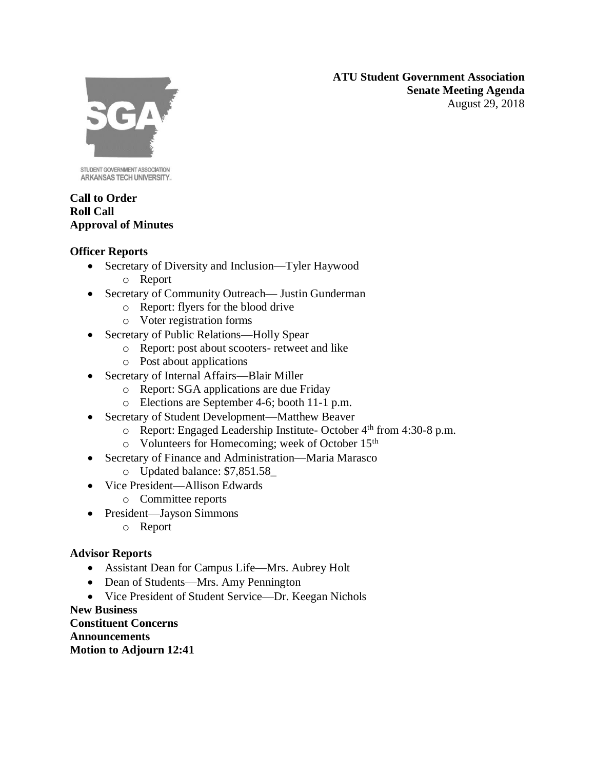**ATU Student Government Association**
**Senate Meeting Agenda**
August 29, 2018

STUDENT GOVERNMENT ASSOCIATION
ARKANSAS TECH UNIVERSITY

**Call to Order**
**Roll Call**
**Approval of Minutes**

**Officer Reports**

- Secretary of Diversity and Inclusion—Tyler Haywood
  - Report
- Secretary of Community Outreach— Justin Gunderman
  - Report: flyers for the blood drive
  - Voter registration forms
- Secretary of Public Relations—Holly Spear
  - Report: post about scooters- retweet and like
  - Post about applications
- Secretary of Internal Affairs—Blair Miller
  - Report: SGA applications are due Friday
  - Elections are September 4-6; booth 11-1 p.m.
- Secretary of Student Development—Matthew Beaver
  - Report: Engaged Leadership Institute- October 4th from 4:30-8 p.m.
  - Volunteers for Homecoming; week of October 15th
- Secretary of Finance and Administration—Maria Marasco
  - Updated balance: $7,851.58_
- Vice President—Allison Edwards
  - Committee reports
- President—Jayson Simmons
  - Report

**Advisor Reports**

- Assistant Dean for Campus Life—Mrs. Aubrey Holt
- Dean of Students—Mrs. Amy Pennington
- Vice President of Student Service—Dr. Keegan Nichols

**New Business**
**Constituent Concerns**
**Announcements**
**Motion to Adjourn 12:41**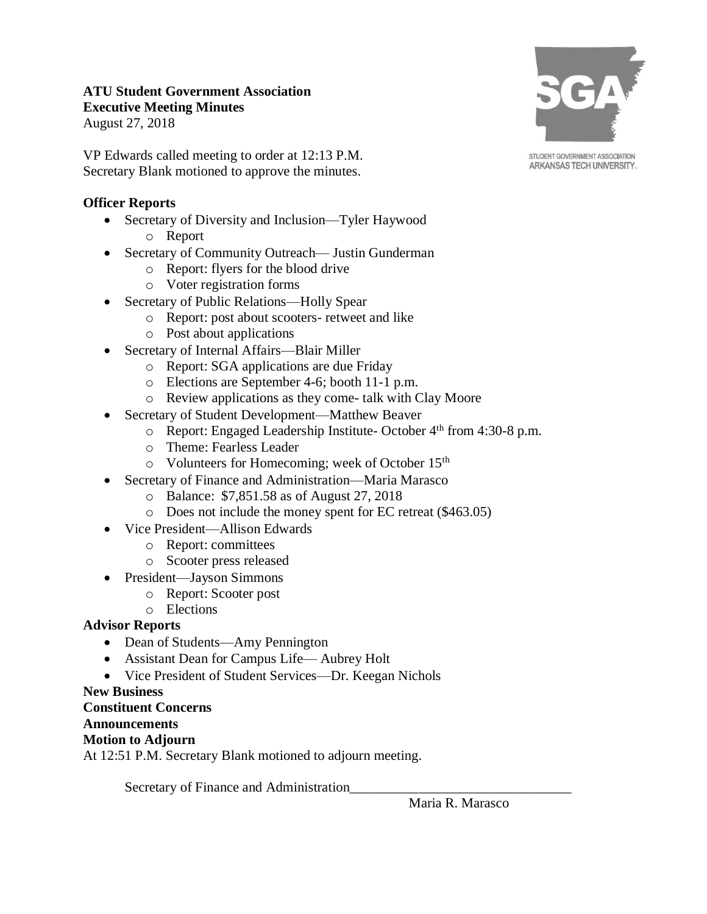**ATU Student Government Association**
**Executive Meeting Minutes**
August 27, 2018

VP Edwards called meeting to order at 12:13 P.M.
Secretary Blank motioned to approve the minutes.

**Officer Reports**

- Secretary of Diversity and Inclusion—Tyler Haywood
  - Report
- Secretary of Community Outreach— Justin Gunderman
  - Report: flyers for the blood drive
  - Voter registration forms
- Secretary of Public Relations—Holly Spear
  - Report: post about scooters- retweet and like
  - Post about applications
- Secretary of Internal Affairs—Blair Miller
  - Report: SGA applications are due Friday
  - Elections are September 4-6; booth 11-1 p.m.
  - Review applications as they come- talk with Clay Moore
- Secretary of Student Development—Matthew Beaver
  - Report: Engaged Leadership Institute- October 4th from 4:30-8 p.m.
  - Theme: Fearless Leader
  - Volunteers for Homecoming; week of October 15th
- Secretary of Finance and Administration—Maria Marasco
  - Balance: $7,851.58 as of August 27, 2018
  - Does not include the money spent for EC retreat ($463.05)
- Vice President—Allison Edwards
  - Report: committees
  - Scooter press released
- President—Jayson Simmons
  - Report: Scooter post
  - Elections

**Advisor Reports**

- Dean of Students—Amy Pennington
- Assistant Dean for Campus Life— Aubrey Holt
- Vice President of Student Services—Dr. Keegan Nichols

**New Business**

**Constituent Concerns**

**Announcements**

**Motion to Adjourn**

At 12:51 P.M. Secretary Blank motioned to adjourn meeting.

Secretary of Finance and Administration________________________________
Maria R. Marasco